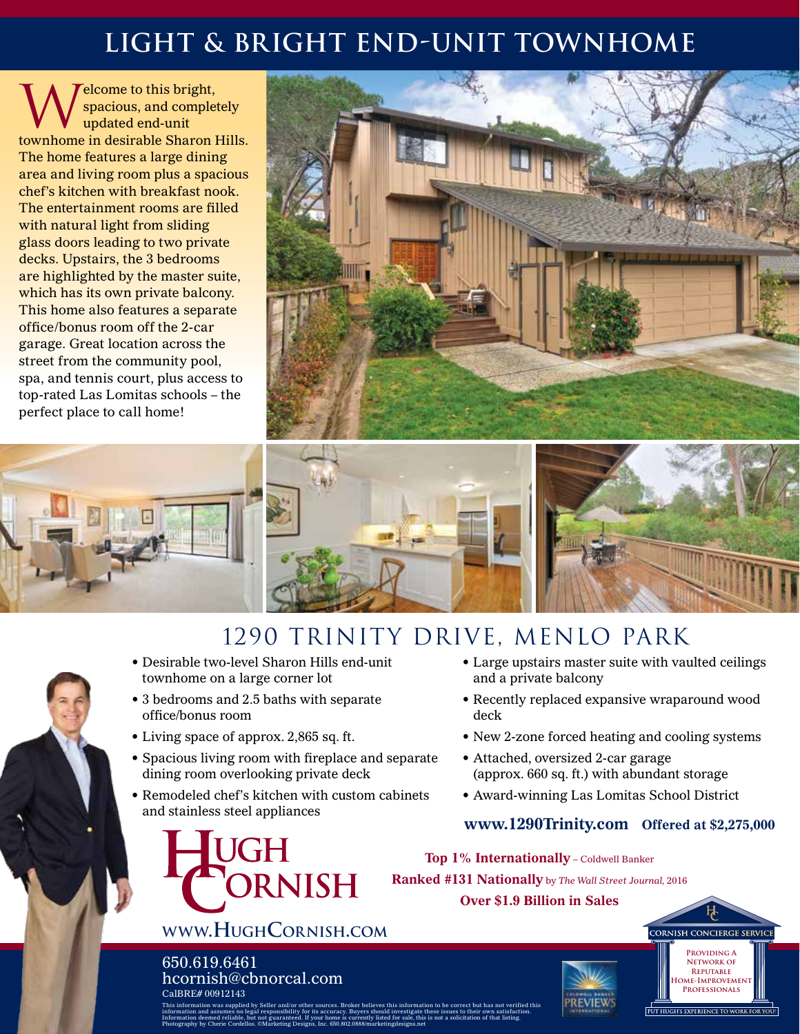# LIGHT & BRIGHT END-UNIT TOWNHOME

Welcome to this bright, spacious, and completely updated end-unit townhome in desirable Sharon Hills. The home features a large dining area and living room plus a spacious chef's kitchen with breakfast nook. The entertainment rooms are filled with natural light from sliding glass doors leading to two private decks. Upstairs, the 3 bedrooms are highlighted by the master suite, which has its own private balcony. This home also features a separate office/bonus room off the 2-car garage. Great location across the street from the community pool, spa, and tennis court, plus access to top-rated Las Lomitas schools – the perfect place to call home!

## 1290 TRINITY DRIVE, MENLO PARK

- Desirable two-level Sharon Hills end-unit townhome on a large corner lot
- 3 bedrooms and 2.5 baths with separate office/bonus room
- Living space of approx. 2,865 sq. ft.
- Spacious living room with fireplace and separate dining room overlooking private deck
- Remodeled chef's kitchen with custom cabinets and stainless steel appliances
- Large upstairs master suite with vaulted ceilings and a private balcony
- Recently replaced expansive wraparound wood deck
- New 2-zone forced heating and cooling systems
- Attached, oversized 2-car garage (approx. 660 sq. ft.) with abundant storage
- Award-winning Las Lomitas School District

**www.1290Trinity.com** **Offered at $2,275,000**

**HUGH CORNISH**

**WWW.HUGHCORNISH.COM**

**Top 1% Internationally** – Coldwell Banker

**Ranked #131 Nationally** by *The Wall Street Journal*, 2016

**Over $1.9 Billion in Sales**

650.619.6461
hcornish@cbnorcal.com
CalBRE# 00912143

This information was supplied by Seller and/or other sources. Broker believes this information to be correct but has not verified this information and assumes no legal responsibility for its accuracy. Buyers should investigate these issues to their own satisfaction. Information deemed reliable, but not guaranteed. If your home is currently listed for sale, this is not a solicitation of that listing. Photography by Cherie Cordellos. ©Marketing Designs, Inc. 650.802.0888/marketingdesigns.net

COLDWELL BANKER PREVIEWS INTERNATIONAL

CORNISH CONCIERGE SERVICE

PROVIDING A NETWORK OF REPUTABLE HOME-IMPROVEMENT PROFESSIONALS

PUT HUGH'S EXPERIENCE TO WORK FOR YOU!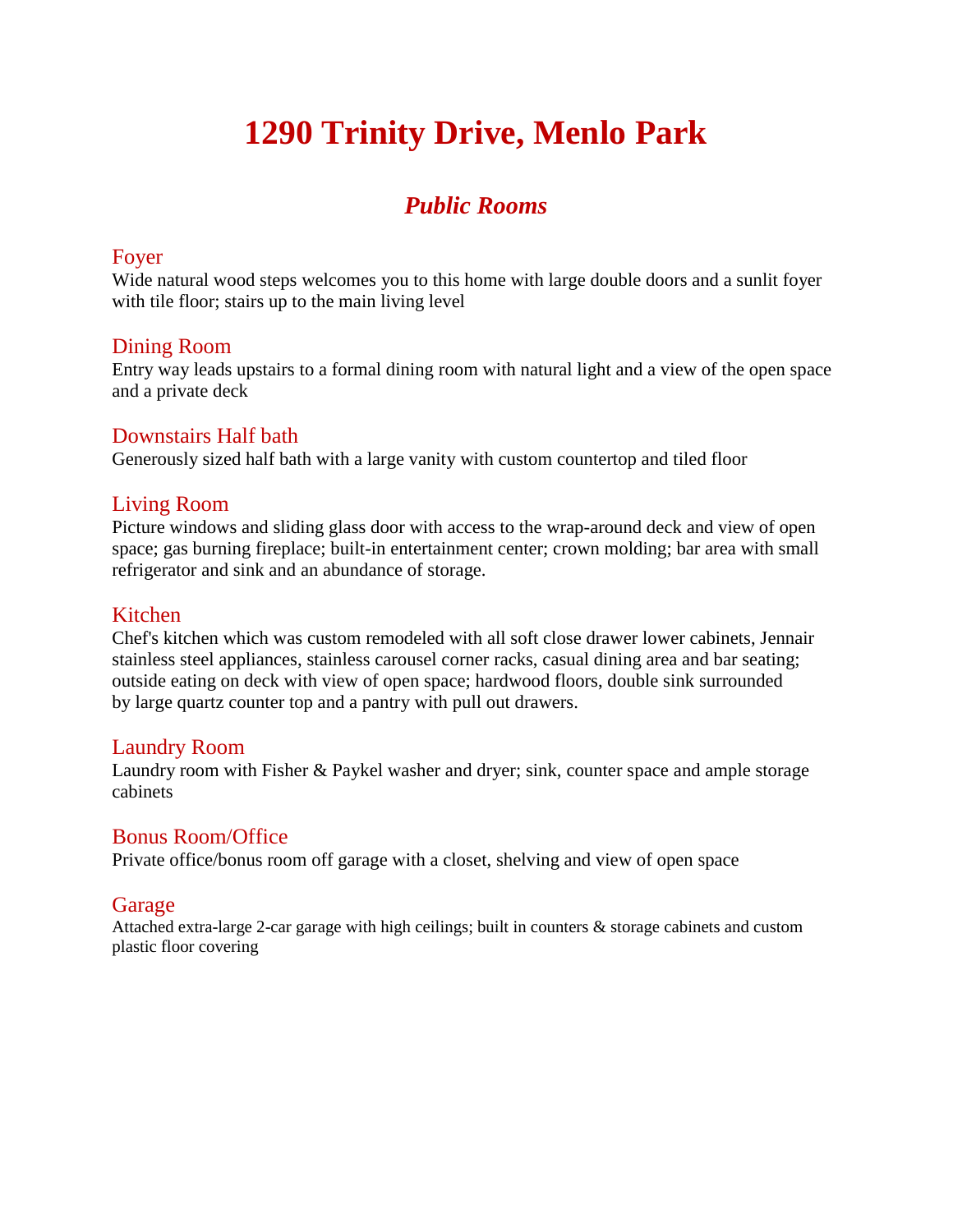# 1290 Trinity Drive, Menlo Park

## *Public Rooms*

### Foyer

Wide natural wood steps welcomes you to this home with large double doors and a sunlit foyer with tile floor; stairs up to the main living level

### Dining Room

Entry way leads upstairs to a formal dining room with natural light and a view of the open space and a private deck

### Downstairs Half bath

Generously sized half bath with a large vanity with custom countertop and tiled floor

### Living Room

Picture windows and sliding glass door with access to the wrap-around deck and view of open space; gas burning fireplace; built-in entertainment center; crown molding; bar area with small refrigerator and sink and an abundance of storage.

### Kitchen

Chef's kitchen which was custom remodeled with all soft close drawer lower cabinets, Jennair stainless steel appliances, stainless carousel corner racks, casual dining area and bar seating; outside eating on deck with view of open space; hardwood floors, double sink surrounded by large quartz counter top and a pantry with pull out drawers.

### Laundry Room

Laundry room with Fisher & Paykel washer and dryer; sink, counter space and ample storage cabinets

### Bonus Room/Office

Private office/bonus room off garage with a closet, shelving and view of open space

### Garage

Attached extra-large 2-car garage with high ceilings; built in counters & storage cabinets and custom plastic floor covering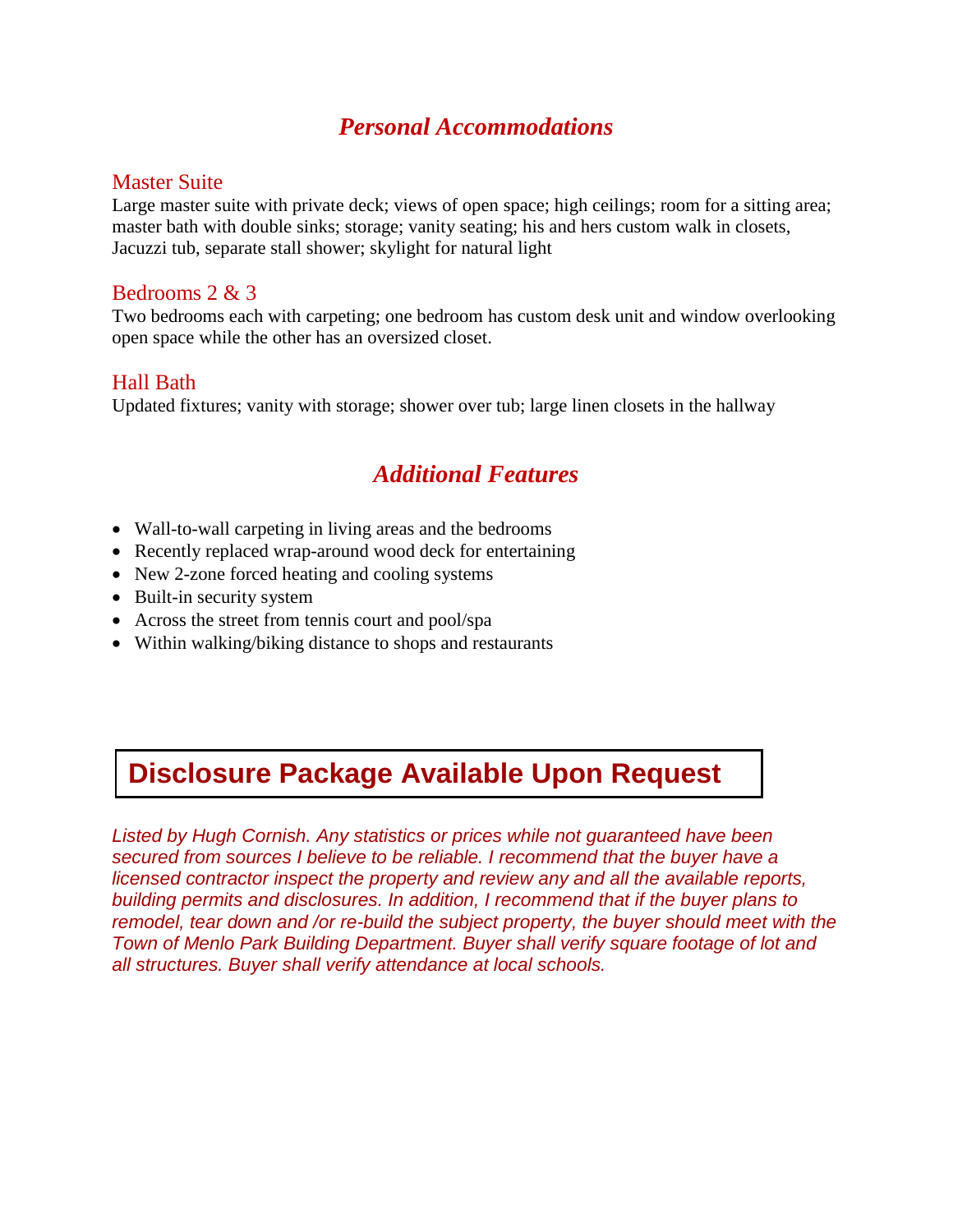## *Personal Accommodations*

### Master Suite

Large master suite with private deck; views of open space; high ceilings; room for a sitting area; master bath with double sinks; storage; vanity seating; his and hers custom walk in closets, Jacuzzi tub, separate stall shower; skylight for natural light

### Bedrooms 2 & 3

Two bedrooms each with carpeting; one bedroom has custom desk unit and window overlooking open space while the other has an oversized closet.

### Hall Bath

Updated fixtures; vanity with storage; shower over tub; large linen closets in the hallway

## *Additional Features*

- Wall-to-wall carpeting in living areas and the bedrooms
- Recently replaced wrap-around wood deck for entertaining
- New 2-zone forced heating and cooling systems
- Built-in security system
- Across the street from tennis court and pool/spa
- Within walking/biking distance to shops and restaurants

## **Disclosure Package Available Upon Request**

*Listed by Hugh Cornish. Any statistics or prices while not guaranteed have been secured from sources I believe to be reliable. I recommend that the buyer have a licensed contractor inspect the property and review any and all the available reports, building permits and disclosures. In addition, I recommend that if the buyer plans to remodel, tear down and /or re-build the subject property, the buyer should meet with the Town of Menlo Park Building Department. Buyer shall verify square footage of lot and all structures. Buyer shall verify attendance at local schools.*